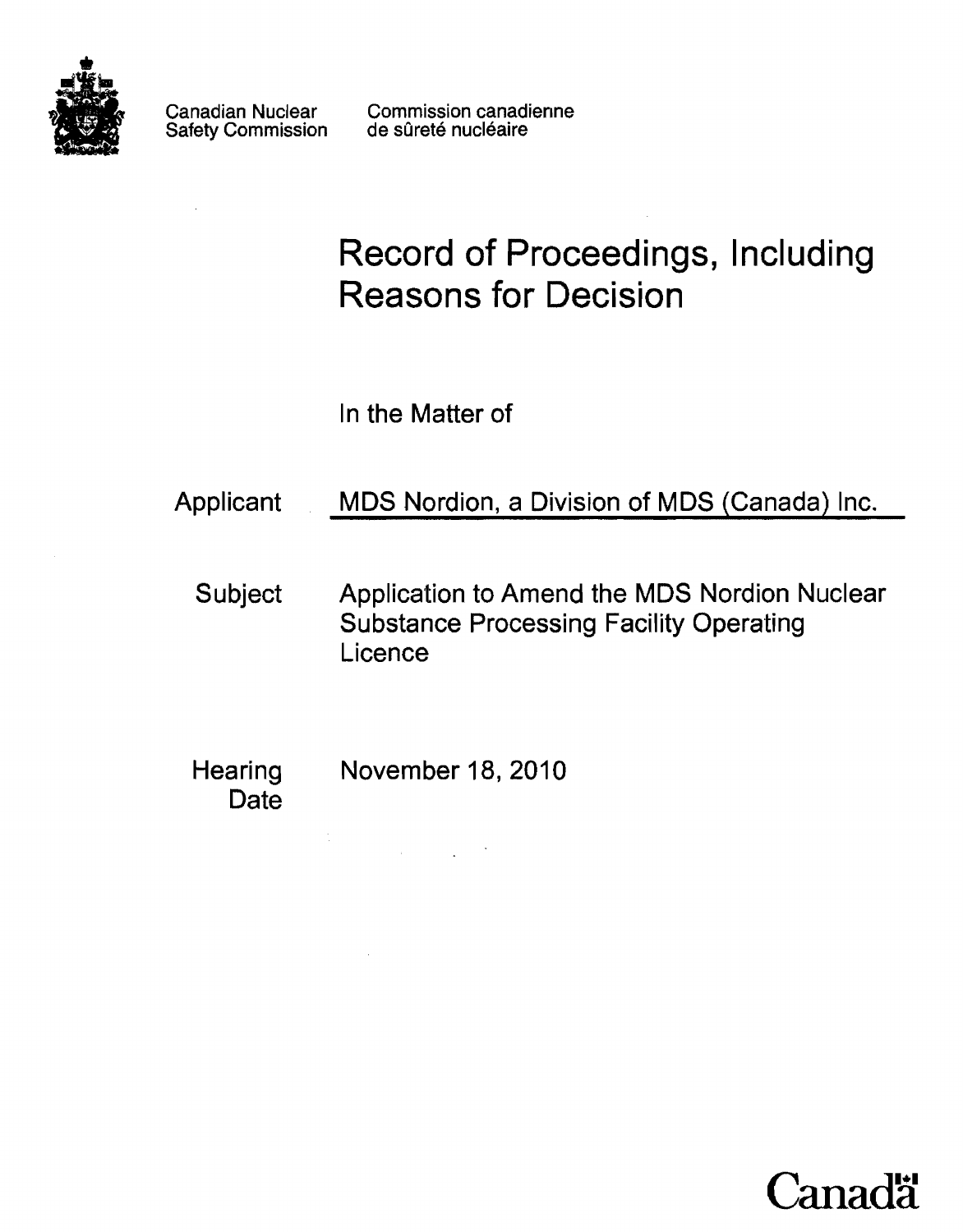Canadian Nuclear Safety Commission

Commission canadienne de sûreté nucléaire

# Record of Proceedings, Including Reasons for Decision

In the Matter of

**Applicant** MDS Nordion, a Division of MDS (Canada) Inc.

**Subject** Application to Amend the MDS Nordion Nuclear Substance Processing Facility Operating Licence

**Hearing Date** November 18, 2010

Canada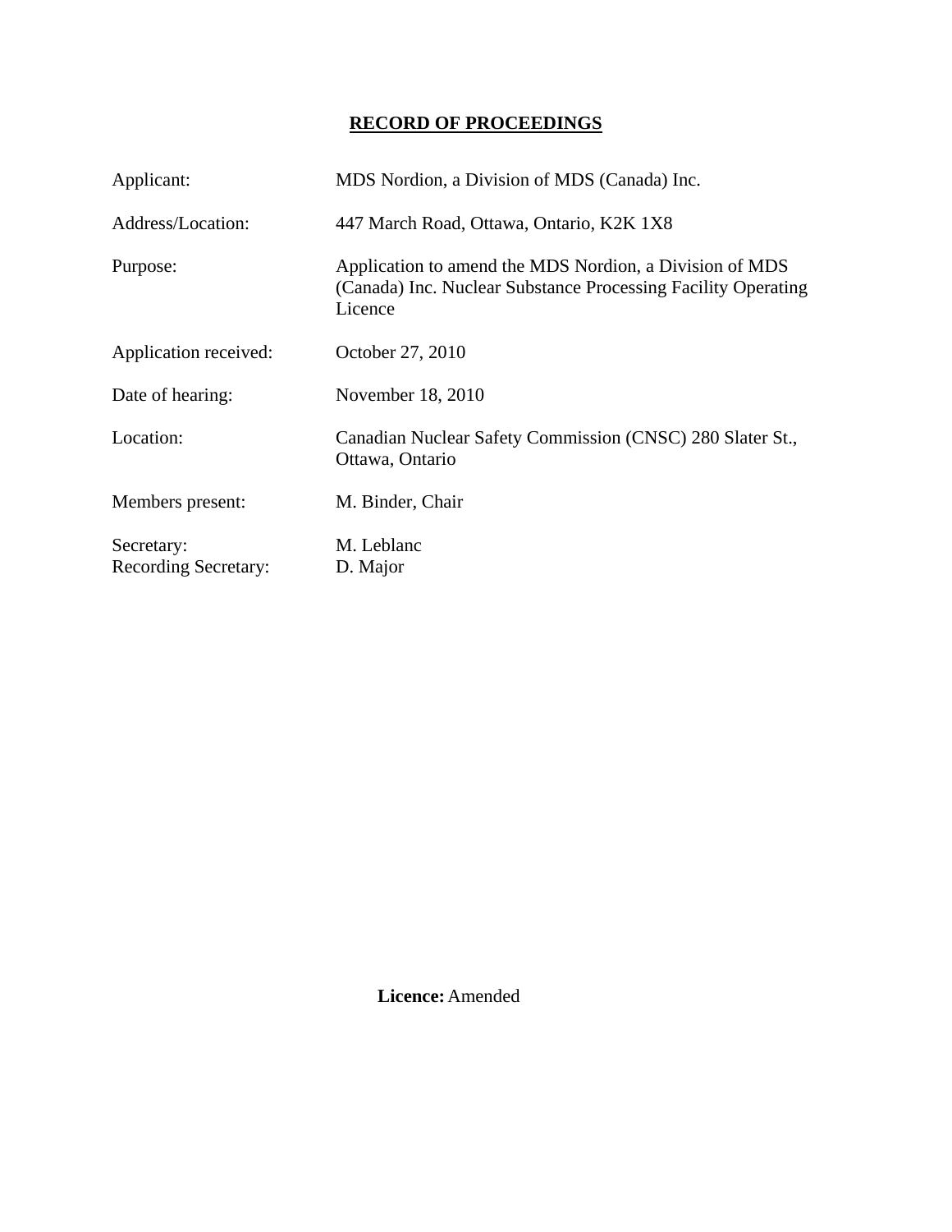# RECORD OF PROCEEDINGS

| | |
|---|---|
| Applicant: | MDS Nordion, a Division of MDS (Canada) Inc. |
| Address/Location: | 447 March Road, Ottawa, Ontario, K2K 1X8 |
| Purpose: | Application to amend the MDS Nordion, a Division of MDS (Canada) Inc. Nuclear Substance Processing Facility Operating Licence |
| Application received: | October 27, 2010 |
| Date of hearing: | November 18, 2010 |
| Location: | Canadian Nuclear Safety Commission (CNSC) 280 Slater St., Ottawa, Ontario |
| Members present: | M. Binder, Chair |
| Secretary: | M. Leblanc |
| Recording Secretary: | D. Major |

**Licence:** Amended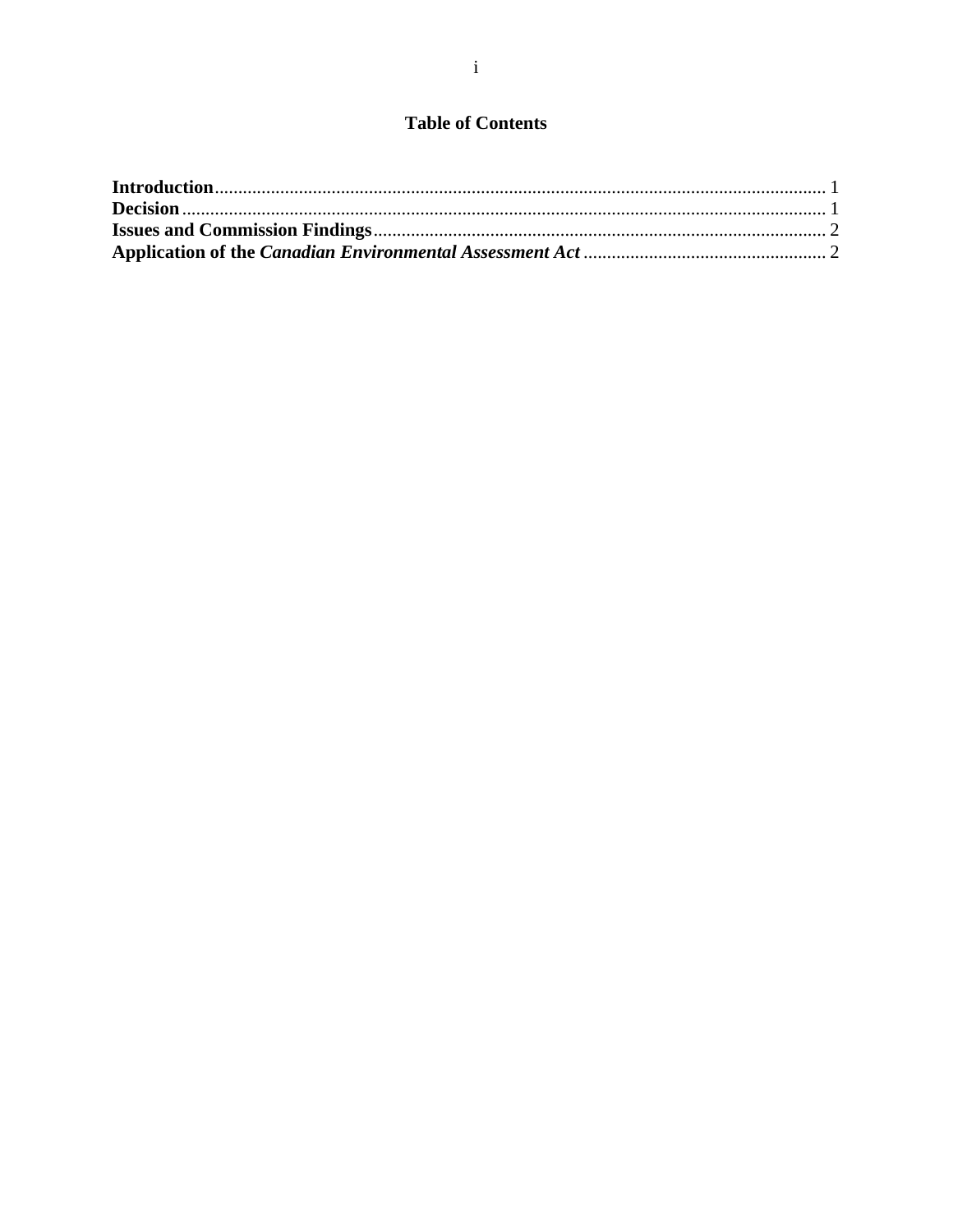**Table of Contents**

**Introduction** ................................................................................................................................ 1
**Decision** ....................................................................................................................................... 1
**Issues and Commission Findings** ................................................................................................ 2
**Application of the *Canadian Environmental Assessment Act*** .................................................. 2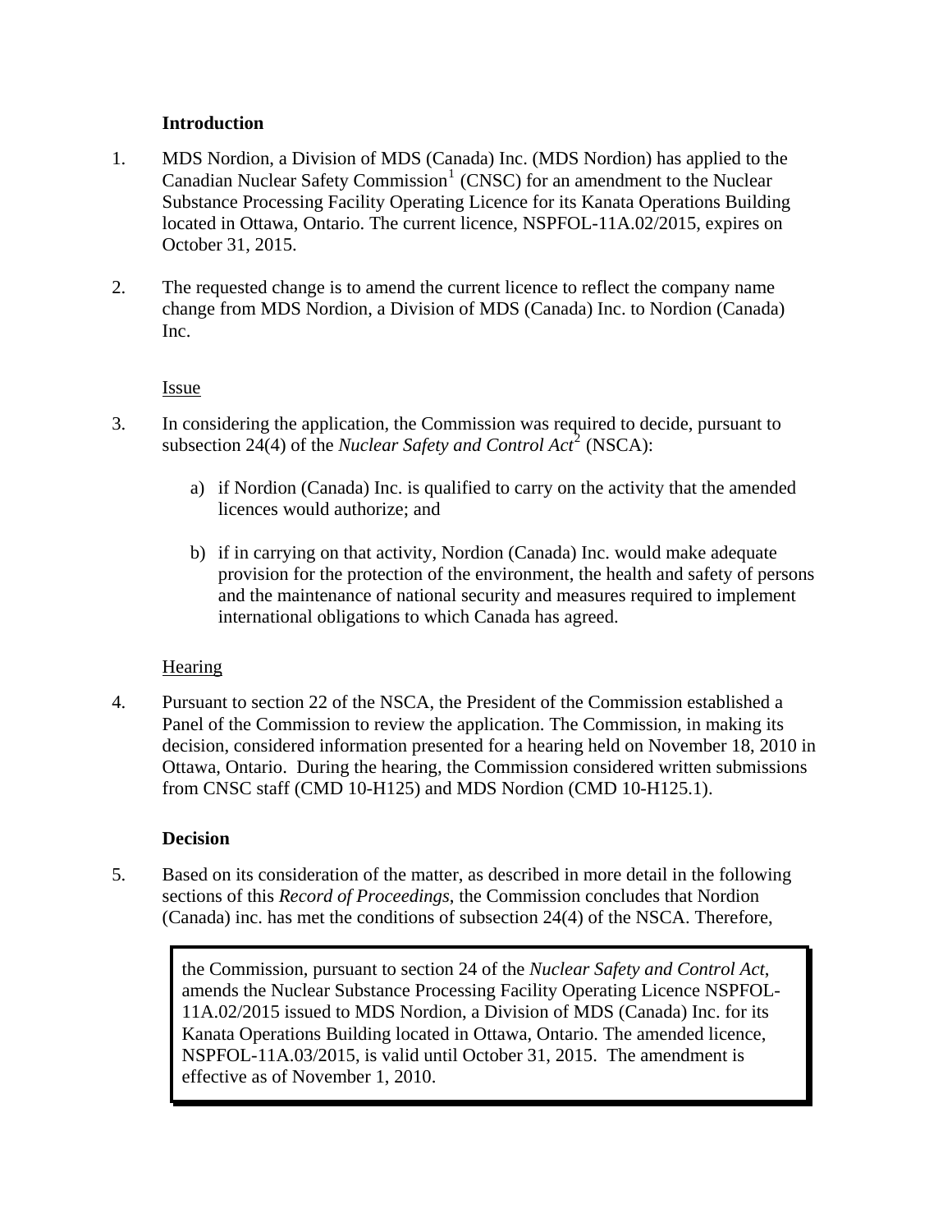## Introduction

1. MDS Nordion, a Division of MDS (Canada) Inc. (MDS Nordion) has applied to the Canadian Nuclear Safety Commission[1] (CNSC) for an amendment to the Nuclear Substance Processing Facility Operating Licence for its Kanata Operations Building located in Ottawa, Ontario. The current licence, NSPFOL-11A.02/2015, expires on October 31, 2015.

2. The requested change is to amend the current licence to reflect the company name change from MDS Nordion, a Division of MDS (Canada) Inc. to Nordion (Canada) Inc.

### Issue

3. In considering the application, the Commission was required to decide, pursuant to subsection 24(4) of the *Nuclear Safety and Control Act*[2] (NSCA):

   a) if Nordion (Canada) Inc. is qualified to carry on the activity that the amended licences would authorize; and

   b) if in carrying on that activity, Nordion (Canada) Inc. would make adequate provision for the protection of the environment, the health and safety of persons and the maintenance of national security and measures required to implement international obligations to which Canada has agreed.

### Hearing

4. Pursuant to section 22 of the NSCA, the President of the Commission established a Panel of the Commission to review the application. The Commission, in making its decision, considered information presented for a hearing held on November 18, 2010 in Ottawa, Ontario. During the hearing, the Commission considered written submissions from CNSC staff (CMD 10-H125) and MDS Nordion (CMD 10-H125.1).

## Decision

5. Based on its consideration of the matter, as described in more detail in the following sections of this *Record of Proceedings*, the Commission concludes that Nordion (Canada) inc. has met the conditions of subsection 24(4) of the NSCA. Therefore,

> the Commission, pursuant to section 24 of the *Nuclear Safety and Control Act*, amends the Nuclear Substance Processing Facility Operating Licence NSPFOL-11A.02/2015 issued to MDS Nordion, a Division of MDS (Canada) Inc. for its Kanata Operations Building located in Ottawa, Ontario. The amended licence, NSPFOL-11A.03/2015, is valid until October 31, 2015. The amendment is effective as of November 1, 2010.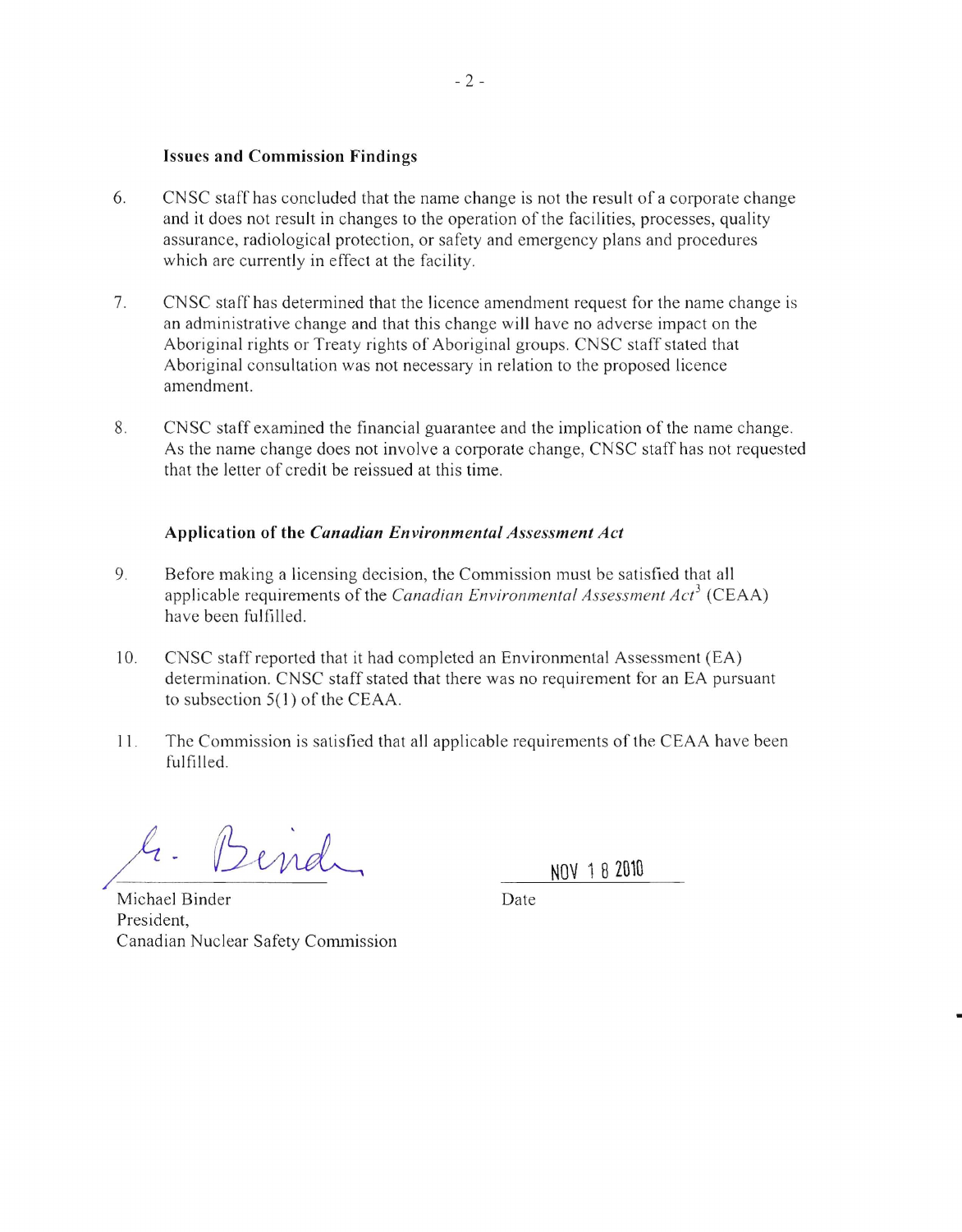### Issues and Commission Findings

6. CNSC staff has concluded that the name change is not the result of a corporate change and it does not result in changes to the operation of the facilities, processes, quality assurance, radiological protection, or safety and emergency plans and procedures which are currently in effect at the facility.

7. CNSC staff has determined that the licence amendment request for the name change is an administrative change and that this change will have no adverse impact on the Aboriginal rights or Treaty rights of Aboriginal groups. CNSC staff stated that Aboriginal consultation was not necessary in relation to the proposed licence amendment.

8. CNSC staff examined the financial guarantee and the implication of the name change. As the name change does not involve a corporate change, CNSC staff has not requested that the letter of credit be reissued at this time.

### Application of the *Canadian Environmental Assessment Act*

9. Before making a licensing decision, the Commission must be satisfied that all applicable requirements of the *Canadian Environmental Assessment Act*[3] (CEAA) have been fulfilled.

10. CNSC staff reported that it had completed an Environmental Assessment (EA) determination. CNSC staff stated that there was no requirement for an EA pursuant to subsection 5(1) of the CEAA.

11. The Commission is satisfied that all applicable requirements of the CEAA have been fulfilled.

Michael Binder
President,
Canadian Nuclear Safety Commission

NOV 1 8 2010
Date